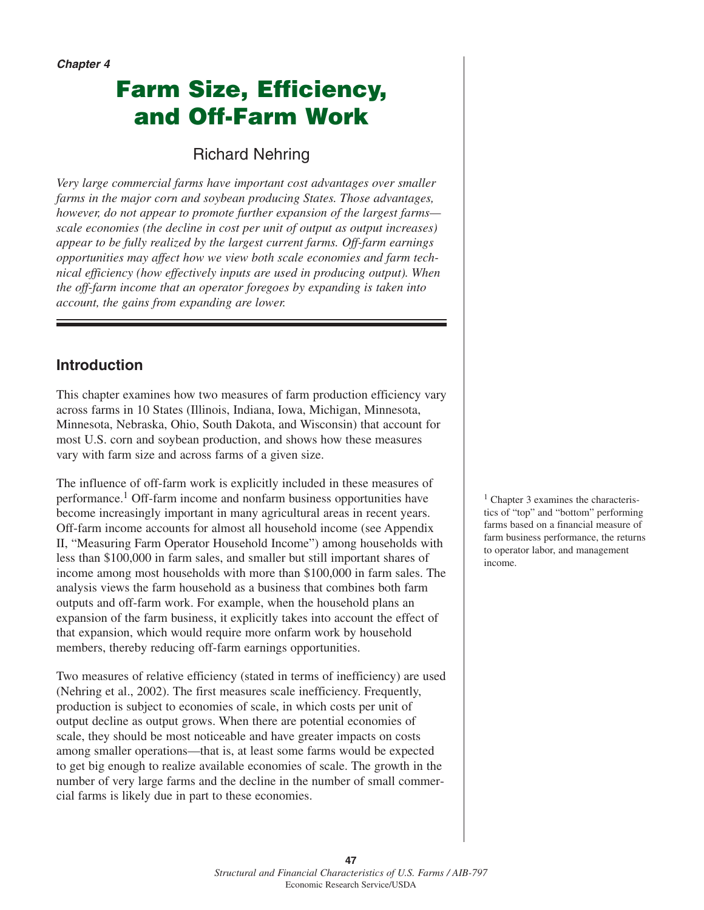*Chapter 4*

# Farm Size, Efficiency, and Off-Farm Work

Richard Nehring

*Very large commercial farms have important cost advantages over smaller farms in the major corn and soybean producing States. Those advantages, however, do not appear to promote further expansion of the largest farms—scale economies (the decline in cost per unit of output as output increases) appear to be fully realized by the largest current farms. Off-farm earnings opportunities may affect how we view both scale economies and farm technical efficiency (how effectively inputs are used in producing output). When the off-farm income that an operator foregoes by expanding is taken into account, the gains from expanding are lower.*

## Introduction

This chapter examines how two measures of farm production efficiency vary across farms in 10 States (Illinois, Indiana, Iowa, Michigan, Minnesota, Minnesota, Nebraska, Ohio, South Dakota, and Wisconsin) that account for most U.S. corn and soybean production, and shows how these measures vary with farm size and across farms of a given size.

The influence of off-farm work is explicitly included in these measures of performance.[1] Off-farm income and nonfarm business opportunities have become increasingly important in many agricultural areas in recent years. Off-farm income accounts for almost all household income (see Appendix II, "Measuring Farm Operator Household Income") among households with less than $100,000 in farm sales, and smaller but still important shares of income among most households with more than $100,000 in farm sales. The analysis views the farm household as a business that combines both farm outputs and off-farm work. For example, when the household plans an expansion of the farm business, it explicitly takes into account the effect of that expansion, which would require more onfarm work by household members, thereby reducing off-farm earnings opportunities.

[1] Chapter 3 examines the characteristics of "top" and "bottom" performing farms based on a financial measure of farm business performance, the returns to operator labor, and management income.

Two measures of relative efficiency (stated in terms of inefficiency) are used (Nehring et al., 2002). The first measures scale inefficiency. Frequently, production is subject to economies of scale, in which costs per unit of output decline as output grows. When there are potential economies of scale, they should be most noticeable and have greater impacts on costs among smaller operations—that is, at least some farms would be expected to get big enough to realize available economies of scale. The growth in the number of very large farms and the decline in the number of small commercial farms is likely due in part to these economies.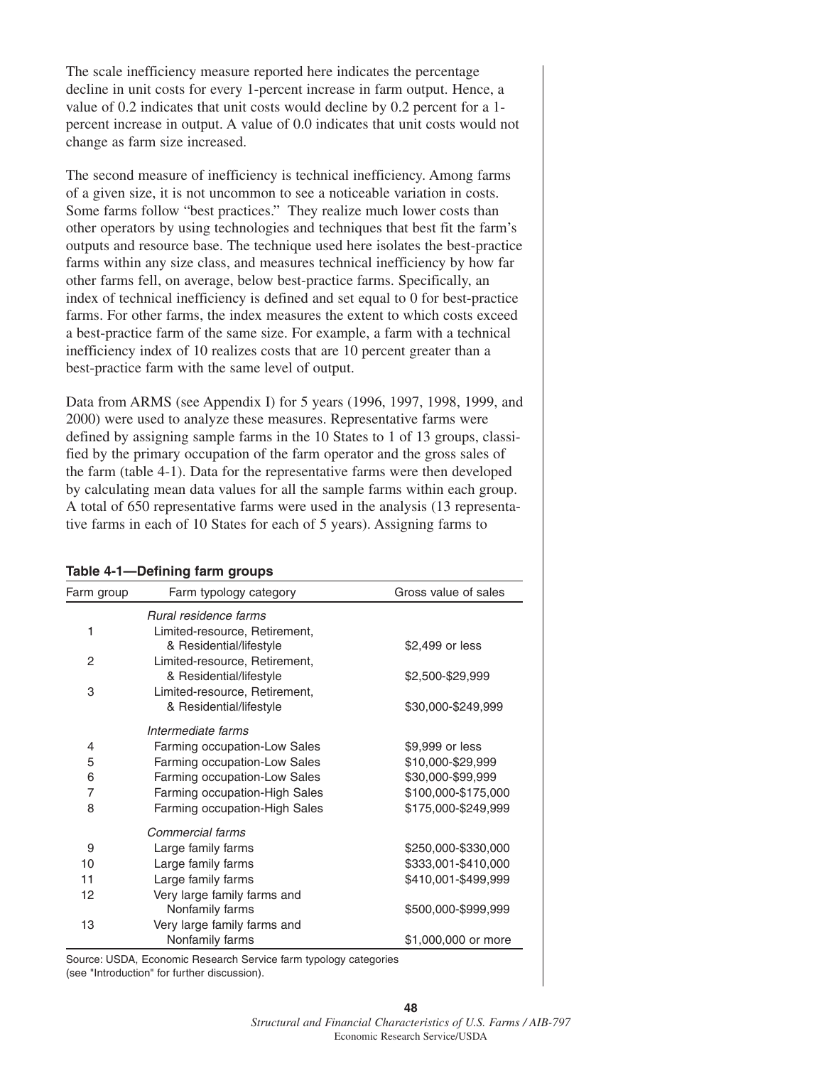The scale inefficiency measure reported here indicates the percentage decline in unit costs for every 1-percent increase in farm output. Hence, a value of 0.2 indicates that unit costs would decline by 0.2 percent for a 1-percent increase in output. A value of 0.0 indicates that unit costs would not change as farm size increased.

The second measure of inefficiency is technical inefficiency. Among farms of a given size, it is not uncommon to see a noticeable variation in costs. Some farms follow "best practices." They realize much lower costs than other operators by using technologies and techniques that best fit the farm's outputs and resource base. The technique used here isolates the best-practice farms within any size class, and measures technical inefficiency by how far other farms fell, on average, below best-practice farms. Specifically, an index of technical inefficiency is defined and set equal to 0 for best-practice farms. For other farms, the index measures the extent to which costs exceed a best-practice farm of the same size. For example, a farm with a technical inefficiency index of 10 realizes costs that are 10 percent greater than a best-practice farm with the same level of output.

Data from ARMS (see Appendix I) for 5 years (1996, 1997, 1998, 1999, and 2000) were used to analyze these measures. Representative farms were defined by assigning sample farms in the 10 States to 1 of 13 groups, classified by the primary occupation of the farm operator and the gross sales of the farm (table 4-1). Data for the representative farms were then developed by calculating mean data values for all the sample farms within each group. A total of 650 representative farms were used in the analysis (13 representative farms in each of 10 States for each of 5 years). Assigning farms to

**Table 4-1—Defining farm groups**

| Farm group | Farm typology category | Gross value of sales |
|---|---|---|
| | *Rural residence farms* | |
| 1 | Limited-resource, Retirement, & Residential/lifestyle | $2,499 or less |
| 2 | Limited-resource, Retirement, & Residential/lifestyle | $2,500-$29,999 |
| 3 | Limited-resource, Retirement, & Residential/lifestyle | $30,000-$249,999 |
| | *Intermediate farms* | |
| 4 | Farming occupation-Low Sales | $9,999 or less |
| 5 | Farming occupation-Low Sales | $10,000-$29,999 |
| 6 | Farming occupation-Low Sales | $30,000-$99,999 |
| 7 | Farming occupation-High Sales | $100,000-$175,000 |
| 8 | Farming occupation-High Sales | $175,000-$249,999 |
| | *Commercial farms* | |
| 9 | Large family farms | $250,000-$330,000 |
| 10 | Large family farms | $333,001-$410,000 |
| 11 | Large family farms | $410,001-$499,999 |
| 12 | Very large family farms and Nonfamily farms | $500,000-$999,999 |
| 13 | Very large family farms and Nonfamily farms | $1,000,000 or more |

Source: USDA, Economic Research Service farm typology categories (see "Introduction" for further discussion).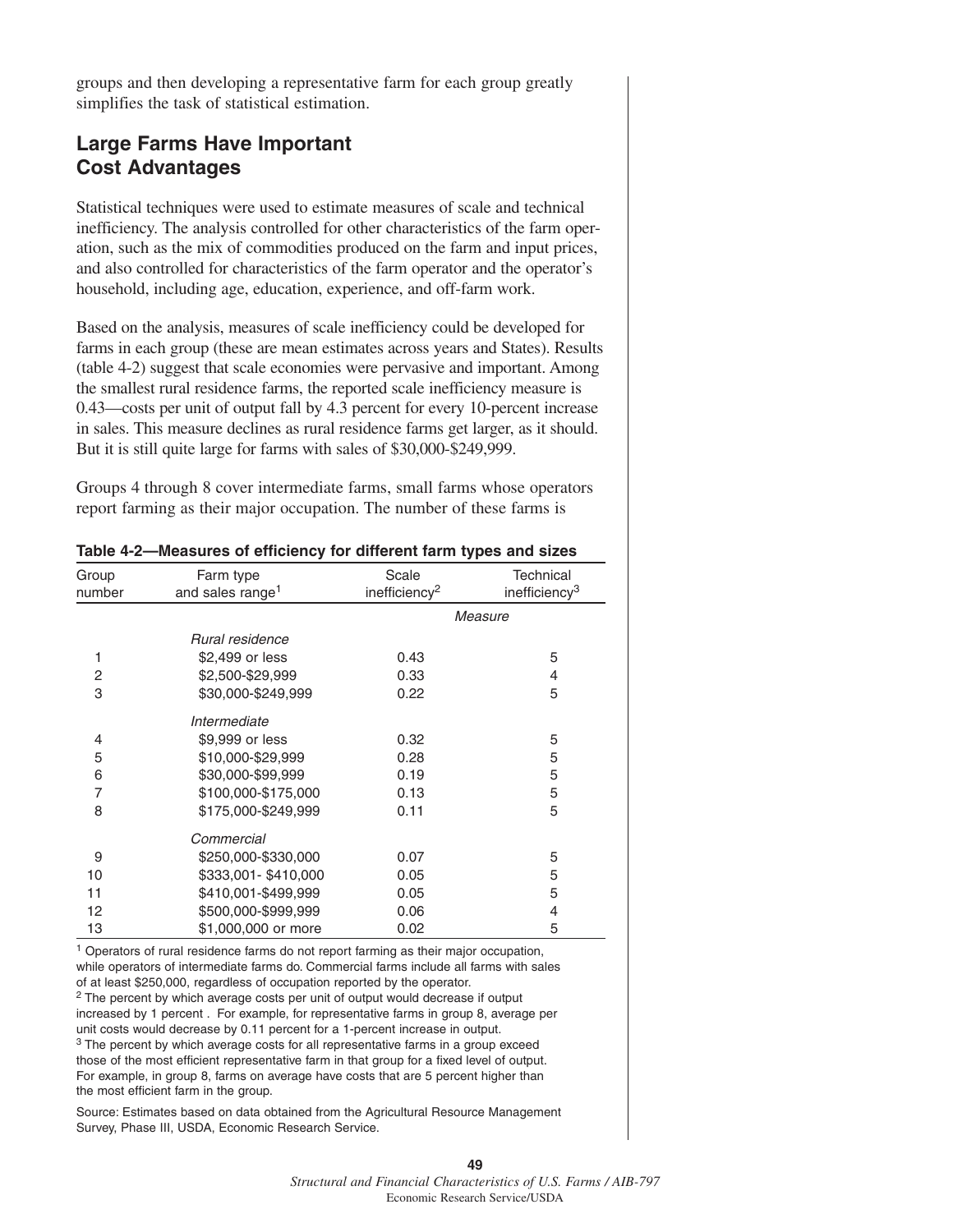groups and then developing a representative farm for each group greatly simplifies the task of statistical estimation.

## Large Farms Have Important Cost Advantages

Statistical techniques were used to estimate measures of scale and technical inefficiency. The analysis controlled for other characteristics of the farm operation, such as the mix of commodities produced on the farm and input prices, and also controlled for characteristics of the farm operator and the operator's household, including age, education, experience, and off-farm work.

Based on the analysis, measures of scale inefficiency could be developed for farms in each group (these are mean estimates across years and States). Results (table 4-2) suggest that scale economies were pervasive and important. Among the smallest rural residence farms, the reported scale inefficiency measure is 0.43—costs per unit of output fall by 4.3 percent for every 10-percent increase in sales. This measure declines as rural residence farms get larger, as it should. But it is still quite large for farms with sales of $30,000-$249,999.

Groups 4 through 8 cover intermediate farms, small farms whose operators report farming as their major occupation. The number of these farms is

**Table 4-2—Measures of efficiency for different farm types and sizes**

| Group number | Farm type and sales range[1] | Scale inefficiency[2] | Technical inefficiency[3] |
|---|---|---|---|
| | | *Measure* | |
| | *Rural residence* | | |
| 1 | $2,499 or less | 0.43 | 5 |
| 2 | $2,500-$29,999 | 0.33 | 4 |
| 3 | $30,000-$249,999 | 0.22 | 5 |
| | *Intermediate* | | |
| 4 | $9,999 or less | 0.32 | 5 |
| 5 | $10,000-$29,999 | 0.28 | 5 |
| 6 | $30,000-$99,999 | 0.19 | 5 |
| 7 | $100,000-$175,000 | 0.13 | 5 |
| 8 | $175,000-$249,999 | 0.11 | 5 |
| | *Commercial* | | |
| 9 | $250,000-$330,000 | 0.07 | 5 |
| 10 | $333,001- $410,000 | 0.05 | 5 |
| 11 | $410,001-$499,999 | 0.05 | 5 |
| 12 | $500,000-$999,999 | 0.06 | 4 |
| 13 | $1,000,000 or more | 0.02 | 5 |

[1] Operators of rural residence farms do not report farming as their major occupation, while operators of intermediate farms do. Commercial farms include all farms with sales of at least $250,000, regardless of occupation reported by the operator.

[2] The percent by which average costs per unit of output would decrease if output increased by 1 percent . For example, for representative farms in group 8, average per unit costs would decrease by 0.11 percent for a 1-percent increase in output.

[3] The percent by which average costs for all representative farms in a group exceed those of the most efficient representative farm in that group for a fixed level of output. For example, in group 8, farms on average have costs that are 5 percent higher than the most efficient farm in the group.

Source: Estimates based on data obtained from the Agricultural Resource Management Survey, Phase III, USDA, Economic Research Service.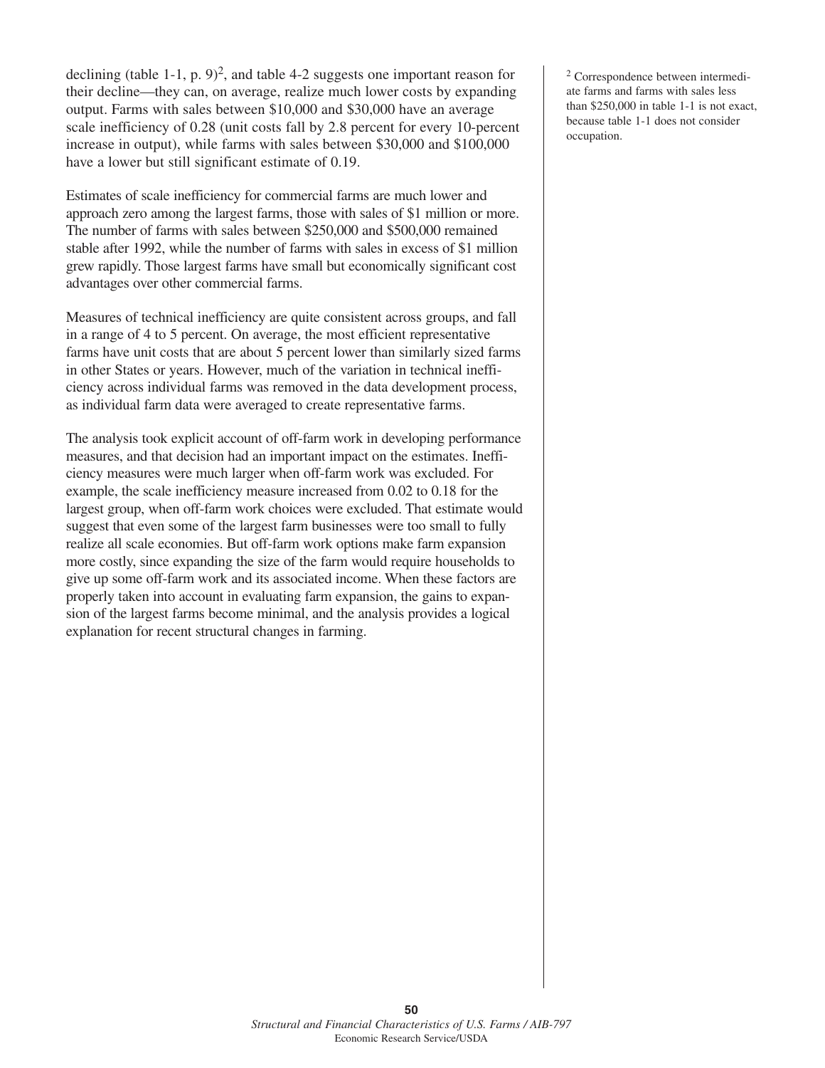declining (table 1-1, p. 9)[2], and table 4-2 suggests one important reason for their decline—they can, on average, realize much lower costs by expanding output. Farms with sales between $10,000 and $30,000 have an average scale inefficiency of 0.28 (unit costs fall by 2.8 percent for every 10-percent increase in output), while farms with sales between $30,000 and $100,000 have a lower but still significant estimate of 0.19.

Estimates of scale inefficiency for commercial farms are much lower and approach zero among the largest farms, those with sales of $1 million or more. The number of farms with sales between $250,000 and $500,000 remained stable after 1992, while the number of farms with sales in excess of $1 million grew rapidly. Those largest farms have small but economically significant cost advantages over other commercial farms.

Measures of technical inefficiency are quite consistent across groups, and fall in a range of 4 to 5 percent. On average, the most efficient representative farms have unit costs that are about 5 percent lower than similarly sized farms in other States or years. However, much of the variation in technical inefficiency across individual farms was removed in the data development process, as individual farm data were averaged to create representative farms.

The analysis took explicit account of off-farm work in developing performance measures, and that decision had an important impact on the estimates. Inefficiency measures were much larger when off-farm work was excluded. For example, the scale inefficiency measure increased from 0.02 to 0.18 for the largest group, when off-farm work choices were excluded. That estimate would suggest that even some of the largest farm businesses were too small to fully realize all scale economies. But off-farm work options make farm expansion more costly, since expanding the size of the farm would require households to give up some off-farm work and its associated income. When these factors are properly taken into account in evaluating farm expansion, the gains to expansion of the largest farms become minimal, and the analysis provides a logical explanation for recent structural changes in farming.

[2] Correspondence between intermediate farms and farms with sales less than $250,000 in table 1-1 is not exact, because table 1-1 does not consider occupation.